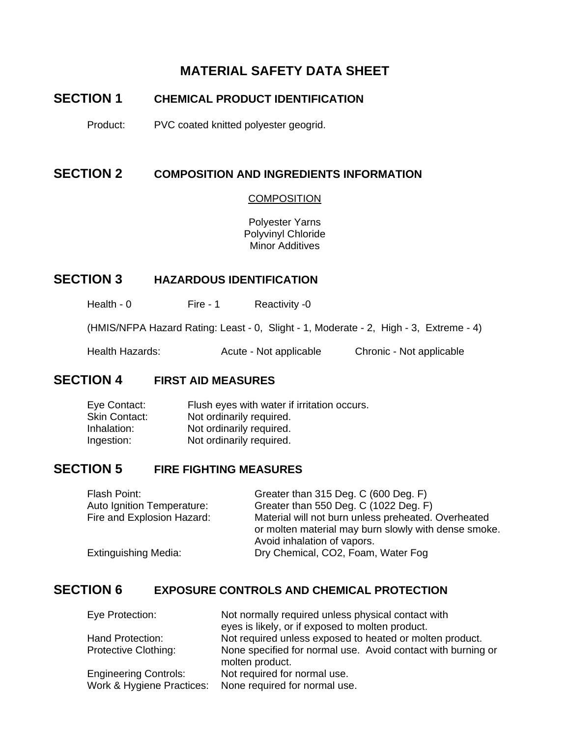# MATERIAL SAFETY DATA SHEET

## SECTION 1 CHEMICAL PRODUCT IDENTIFICATION

Product: PVC coated knitted polyester geogrid.

## SECTION 2 COMPOSITION AND INGREDIENTS INFORMATION

COMPOSITION

Polyester Yarns
Polyvinyl Chloride
Minor Additives

## SECTION 3 HAZARDOUS IDENTIFICATION

Health - 0 Fire - 1 Reactivity -0

(HMIS/NFPA Hazard Rating: Least - 0, Slight - 1, Moderate - 2, High - 3, Extreme - 4)

Health Hazards: Acute - Not applicable Chronic - Not applicable

## SECTION 4 FIRST AID MEASURES

| | |
|---|---|
| Eye Contact: | Flush eyes with water if irritation occurs. |
| Skin Contact: | Not ordinarily required. |
| Inhalation: | Not ordinarily required. |
| Ingestion: | Not ordinarily required. |

## SECTION 5 FIRE FIGHTING MEASURES

| | |
|---|---|
| Flash Point: | Greater than 315 Deg. C (600 Deg. F) |
| Auto Ignition Temperature: | Greater than 550 Deg. C (1022 Deg. F) |
| Fire and Explosion Hazard: | Material will not burn unless preheated. Overheated or molten material may burn slowly with dense smoke. Avoid inhalation of vapors. |
| Extinguishing Media: | Dry Chemical, CO2, Foam, Water Fog |

## SECTION 6 EXPOSURE CONTROLS AND CHEMICAL PROTECTION

| | |
|---|---|
| Eye Protection: | Not normally required unless physical contact with eyes is likely, or if exposed to molten product. |
| Hand Protection: | Not required unless exposed to heated or molten product. |
| Protective Clothing: | None specified for normal use. Avoid contact with burning or molten product. |
| Engineering Controls: | Not required for normal use. |
| Work & Hygiene Practices: | None required for normal use. |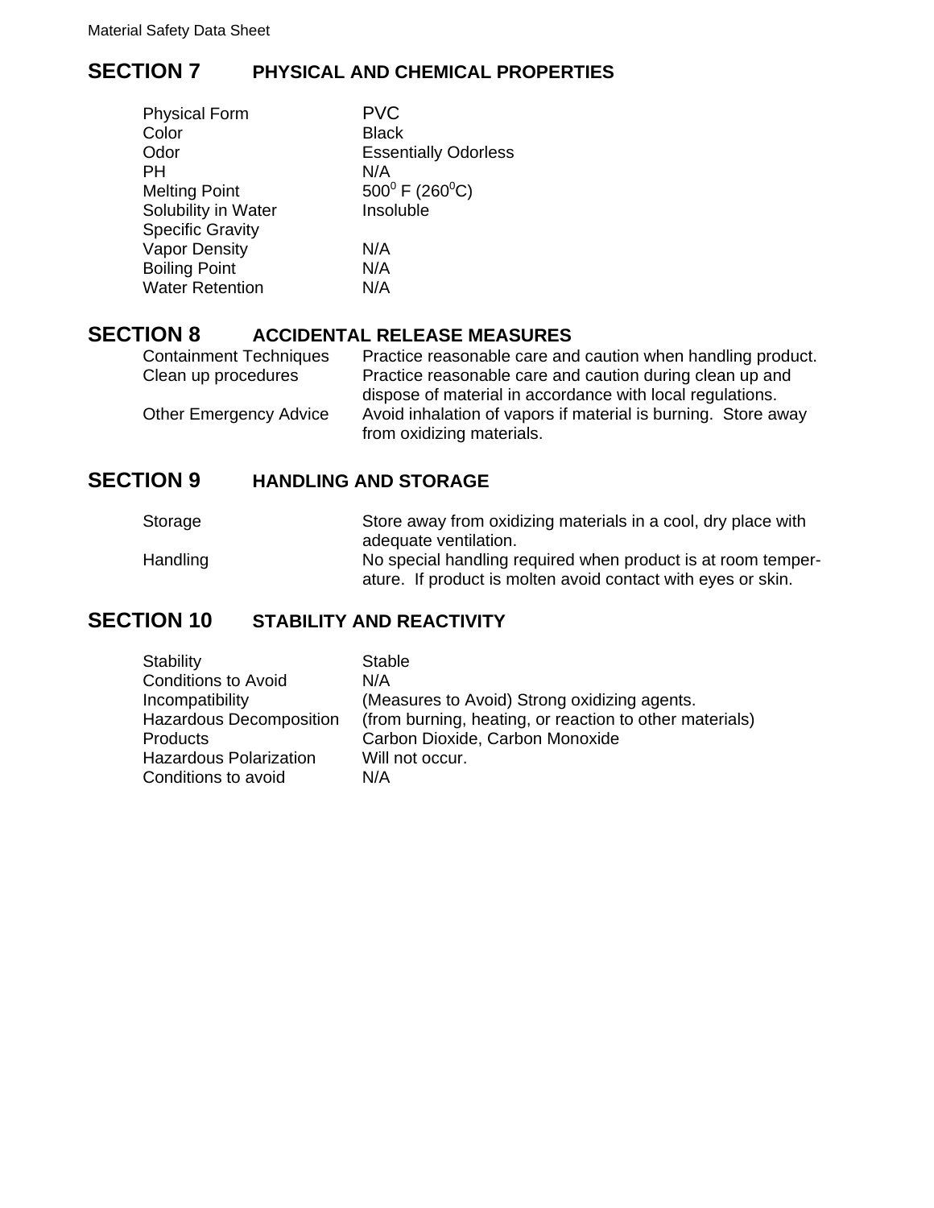## SECTION 7 PHYSICAL AND CHEMICAL PROPERTIES

| | |
|---|---|
| Physical Form | PVC |
| Color | Black |
| Odor | Essentially Odorless |
| PH | N/A |
| Melting Point | $500^0$ F ($260^0$C) |
| Solubility in Water | Insoluble |
| Specific Gravity | |
| Vapor Density | N/A |
| Boiling Point | N/A |
| Water Retention | N/A |

## SECTION 8 ACCIDENTAL RELEASE MEASURES

| | |
|---|---|
| Containment Techniques | Practice reasonable care and caution when handling product. |
| Clean up procedures | Practice reasonable care and caution during clean up and dispose of material in accordance with local regulations. |
| Other Emergency Advice | Avoid inhalation of vapors if material is burning. Store away from oxidizing materials. |

## SECTION 9 HANDLING AND STORAGE

| | |
|---|---|
| Storage | Store away from oxidizing materials in a cool, dry place with adequate ventilation. |
| Handling | No special handling required when product is at room temperature. If product is molten avoid contact with eyes or skin. |

## SECTION 10 STABILITY AND REACTIVITY

| | |
|---|---|
| Stability | Stable |
| Conditions to Avoid | N/A |
| Incompatibility | (Measures to Avoid) Strong oxidizing agents. |
| Hazardous Decomposition Products | (from burning, heating, or reaction to other materials) Carbon Dioxide, Carbon Monoxide |
| Hazardous Polarization | Will not occur. |
| Conditions to avoid | N/A |